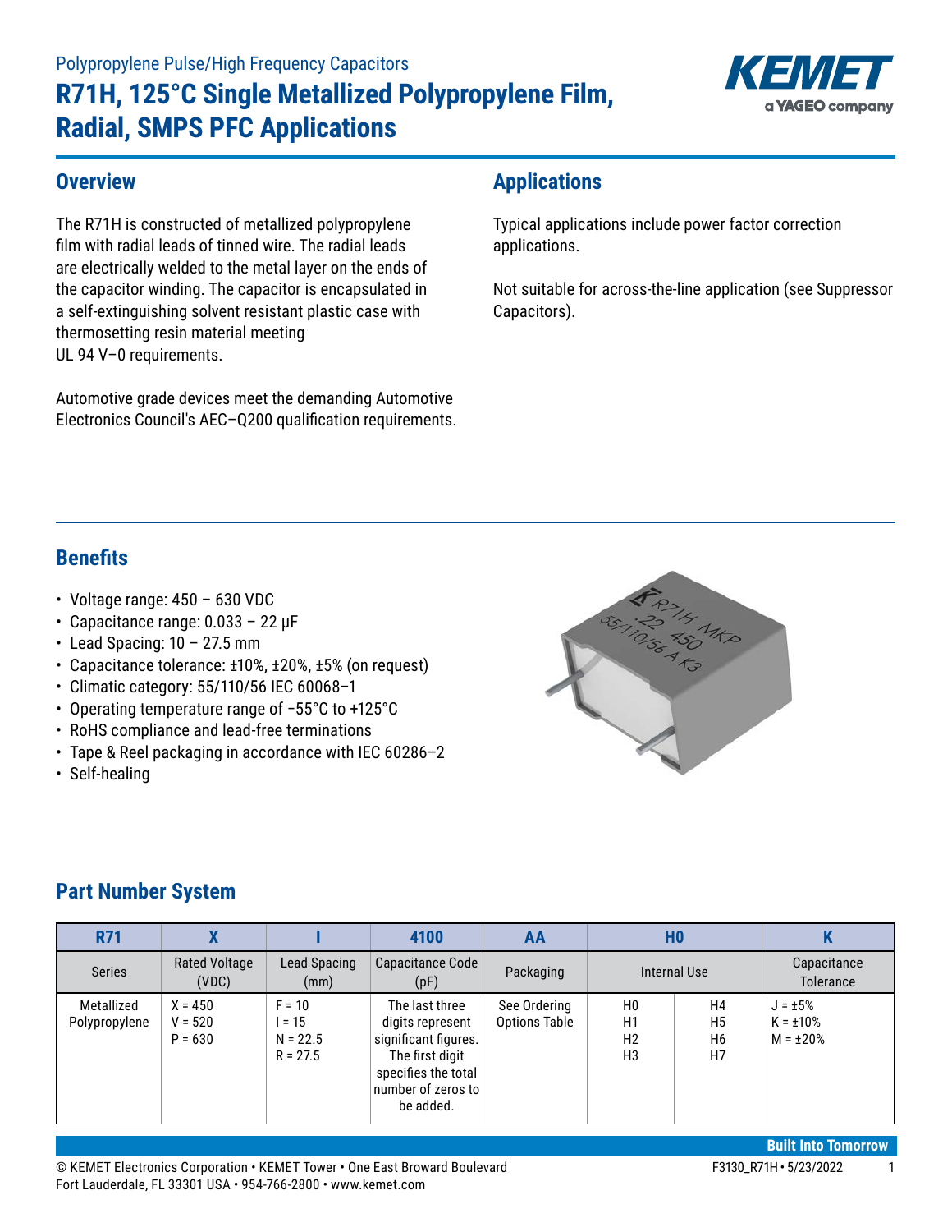Polypropylene Pulse/High Frequency Capacitors

# R71H, 125°C Single Metallized Polypropylene Film, Radial, SMPS PFC Applications

## Overview

The R71H is constructed of metallized polypropylene film with radial leads of tinned wire. The radial leads are electrically welded to the metal layer on the ends of the capacitor winding. The capacitor is encapsulated in a self-extinguishing solvent resistant plastic case with thermosetting resin material meeting UL 94 V–0 requirements.

Automotive grade devices meet the demanding Automotive Electronics Council's AEC–Q200 qualification requirements.

## Applications

Typical applications include power factor correction applications.

Not suitable for across-the-line application (see Suppressor Capacitors).

## Benefits

- Voltage range: 450 – 630 VDC
- Capacitance range: 0.033 – 22 µF
- Lead Spacing: 10 – 27.5 mm
- Capacitance tolerance: ±10%, ±20%, ±5% (on request)
- Climatic category: 55/110/56 IEC 60068–1
- Operating temperature range of −55°C to +125°C
- RoHS compliance and lead-free terminations
- Tape & Reel packaging in accordance with IEC 60286–2
- Self-healing

## Part Number System

| R71 | X | I | 4100 | AA | H0 | | K |
|---|---|---|---|---|---|---|---|
| Series | Rated Voltage (VDC) | Lead Spacing (mm) | Capacitance Code (pF) | Packaging | Internal Use | | Capacitance Tolerance |
| Metallized Polypropylene | X = 450<br>V = 520<br>P = 630 | F = 10<br>I = 15<br>N = 22.5<br>R = 27.5 | The last three digits represent significant figures. The first digit specifies the total number of zeros to be added. | See Ordering Options Table | H0<br>H1<br>H2<br>H3 | H4<br>H5<br>H6<br>H7 | J = ±5%<br>K = ±10%<br>M = ±20% |

© KEMET Electronics Corporation • KEMET Tower • One East Broward Boulevard Fort Lauderdale, FL 33301 USA • 954-766-2800 • www.kemet.com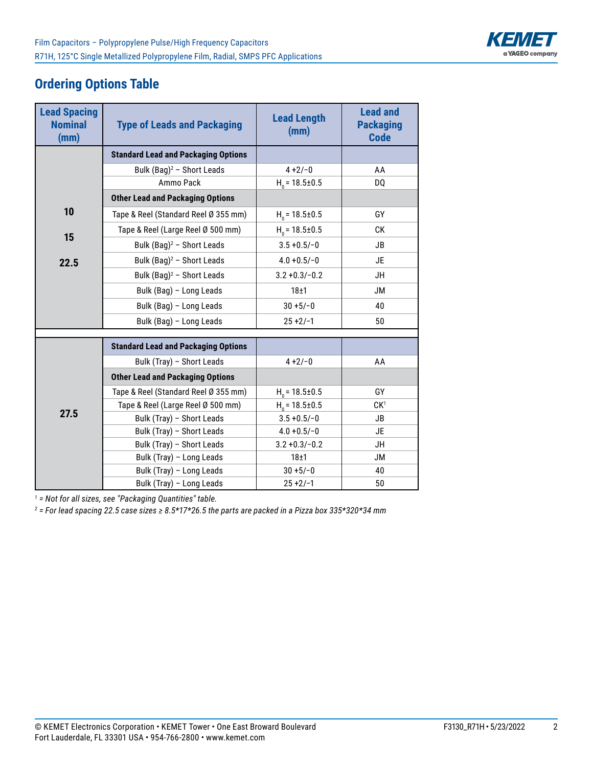## Ordering Options Table

| Lead Spacing Nominal (mm) | Type of Leads and Packaging | Lead Length (mm) | Lead and Packaging Code |
|---|---|---|---|
| 10<br>15<br>22.5 | **Standard Lead and Packaging Options** | | |
| | Bulk (Bag)[2] – Short Leads | 4 +2/−0 | AA |
| | Ammo Pack | $H_0$ = 18.5±0.5 | DQ |
| | **Other Lead and Packaging Options** | | |
| | Tape & Reel (Standard Reel Ø 355 mm) | $H_0$ = 18.5±0.5 | GY |
| | Tape & Reel (Large Reel Ø 500 mm) | $H_0$ = 18.5±0.5 | CK |
| | Bulk (Bag)[2] – Short Leads | 3.5 +0.5/−0 | JB |
| | Bulk (Bag)[2] – Short Leads | 4.0 +0.5/−0 | JE |
| | Bulk (Bag)[2] – Short Leads | 3.2 +0.3/−0.2 | JH |
| | Bulk (Bag) – Long Leads | 18±1 | JM |
| | Bulk (Bag) – Long Leads | 30 +5/−0 | 40 |
| | Bulk (Bag) – Long Leads | 25 +2/−1 | 50 |
| 27.5 | **Standard Lead and Packaging Options** | | |
| | Bulk (Tray) – Short Leads | 4 +2/−0 | AA |
| | **Other Lead and Packaging Options** | | |
| | Tape & Reel (Standard Reel Ø 355 mm) | $H_0$ = 18.5±0.5 | GY |
| | Tape & Reel (Large Reel Ø 500 mm) | $H_0$ = 18.5±0.5 | CK[1] |
| | Bulk (Tray) – Short Leads | 3.5 +0.5/−0 | JB |
| | Bulk (Tray) – Short Leads | 4.0 +0.5/−0 | JE |
| | Bulk (Tray) – Short Leads | 3.2 +0.3/−0.2 | JH |
| | Bulk (Tray) – Long Leads | 18±1 | JM |
| | Bulk (Tray) – Long Leads | 30 +5/−0 | 40 |
| | Bulk (Tray) – Long Leads | 25 +2/−1 | 50 |

*[1] = Not for all sizes, see "Packaging Quantities" table.*

*[2] = For lead spacing 22.5 case sizes ≥ 8.5*17*26.5 the parts are packed in a Pizza box 335*320*34 mm*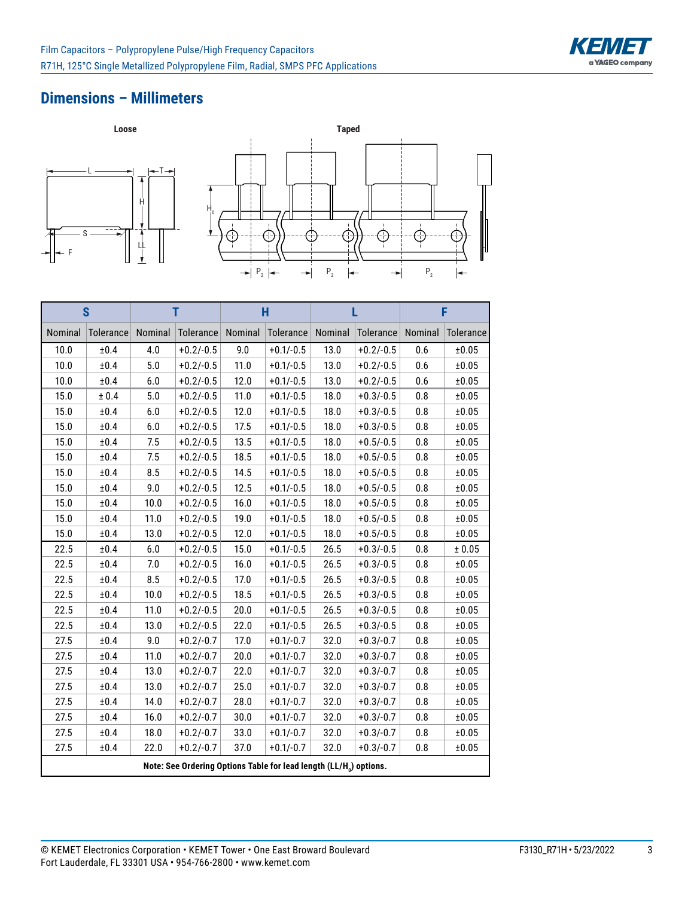## Dimensions – Millimeters

Loose

Taped

| S | | T | | H | | L | | F | |
|---|---|---|---|---|---|---|---|---|---|
| Nominal | Tolerance | Nominal | Tolerance | Nominal | Tolerance | Nominal | Tolerance | Nominal | Tolerance |
| 10.0 | ±0.4 | 4.0 | +0.2/-0.5 | 9.0 | +0.1/-0.5 | 13.0 | +0.2/-0.5 | 0.6 | ±0.05 |
| 10.0 | ±0.4 | 5.0 | +0.2/-0.5 | 11.0 | +0.1/-0.5 | 13.0 | +0.2/-0.5 | 0.6 | ±0.05 |
| 10.0 | ±0.4 | 6.0 | +0.2/-0.5 | 12.0 | +0.1/-0.5 | 13.0 | +0.2/-0.5 | 0.6 | ±0.05 |
| 15.0 | ± 0.4 | 5.0 | +0.2/-0.5 | 11.0 | +0.1/-0.5 | 18.0 | +0.3/-0.5 | 0.8 | ±0.05 |
| 15.0 | ±0.4 | 6.0 | +0.2/-0.5 | 12.0 | +0.1/-0.5 | 18.0 | +0.3/-0.5 | 0.8 | ±0.05 |
| 15.0 | ±0.4 | 6.0 | +0.2/-0.5 | 17.5 | +0.1/-0.5 | 18.0 | +0.3/-0.5 | 0.8 | ±0.05 |
| 15.0 | ±0.4 | 7.5 | +0.2/-0.5 | 13.5 | +0.1/-0.5 | 18.0 | +0.5/-0.5 | 0.8 | ±0.05 |
| 15.0 | ±0.4 | 7.5 | +0.2/-0.5 | 18.5 | +0.1/-0.5 | 18.0 | +0.5/-0.5 | 0.8 | ±0.05 |
| 15.0 | ±0.4 | 8.5 | +0.2/-0.5 | 14.5 | +0.1/-0.5 | 18.0 | +0.5/-0.5 | 0.8 | ±0.05 |
| 15.0 | ±0.4 | 9.0 | +0.2/-0.5 | 12.5 | +0.1/-0.5 | 18.0 | +0.5/-0.5 | 0.8 | ±0.05 |
| 15.0 | ±0.4 | 10.0 | +0.2/-0.5 | 16.0 | +0.1/-0.5 | 18.0 | +0.5/-0.5 | 0.8 | ±0.05 |
| 15.0 | ±0.4 | 11.0 | +0.2/-0.5 | 19.0 | +0.1/-0.5 | 18.0 | +0.5/-0.5 | 0.8 | ±0.05 |
| 15.0 | ±0.4 | 13.0 | +0.2/-0.5 | 12.0 | +0.1/-0.5 | 18.0 | +0.5/-0.5 | 0.8 | ±0.05 |
| 22.5 | ±0.4 | 6.0 | +0.2/-0.5 | 15.0 | +0.1/-0.5 | 26.5 | +0.3/-0.5 | 0.8 | ± 0.05 |
| 22.5 | ±0.4 | 7.0 | +0.2/-0.5 | 16.0 | +0.1/-0.5 | 26.5 | +0.3/-0.5 | 0.8 | ±0.05 |
| 22.5 | ±0.4 | 8.5 | +0.2/-0.5 | 17.0 | +0.1/-0.5 | 26.5 | +0.3/-0.5 | 0.8 | ±0.05 |
| 22.5 | ±0.4 | 10.0 | +0.2/-0.5 | 18.5 | +0.1/-0.5 | 26.5 | +0.3/-0.5 | 0.8 | ±0.05 |
| 22.5 | ±0.4 | 11.0 | +0.2/-0.5 | 20.0 | +0.1/-0.5 | 26.5 | +0.3/-0.5 | 0.8 | ±0.05 |
| 22.5 | ±0.4 | 13.0 | +0.2/-0.5 | 22.0 | +0.1/-0.5 | 26.5 | +0.3/-0.5 | 0.8 | ±0.05 |
| 27.5 | ±0.4 | 9.0 | +0.2/-0.7 | 17.0 | +0.1/-0.7 | 32.0 | +0.3/-0.7 | 0.8 | ±0.05 |
| 27.5 | ±0.4 | 11.0 | +0.2/-0.7 | 20.0 | +0.1/-0.7 | 32.0 | +0.3/-0.7 | 0.8 | ±0.05 |
| 27.5 | ±0.4 | 13.0 | +0.2/-0.7 | 22.0 | +0.1/-0.7 | 32.0 | +0.3/-0.7 | 0.8 | ±0.05 |
| 27.5 | ±0.4 | 13.0 | +0.2/-0.7 | 25.0 | +0.1/-0.7 | 32.0 | +0.3/-0.7 | 0.8 | ±0.05 |
| 27.5 | ±0.4 | 14.0 | +0.2/-0.7 | 28.0 | +0.1/-0.7 | 32.0 | +0.3/-0.7 | 0.8 | ±0.05 |
| 27.5 | ±0.4 | 16.0 | +0.2/-0.7 | 30.0 | +0.1/-0.7 | 32.0 | +0.3/-0.7 | 0.8 | ±0.05 |
| 27.5 | ±0.4 | 18.0 | +0.2/-0.7 | 33.0 | +0.1/-0.7 | 32.0 | +0.3/-0.7 | 0.8 | ±0.05 |
| 27.5 | ±0.4 | 22.0 | +0.2/-0.7 | 37.0 | +0.1/-0.7 | 32.0 | +0.3/-0.7 | 0.8 | ±0.05 |

**Note: See Ordering Options Table for lead length (LL/$H_0$) options.**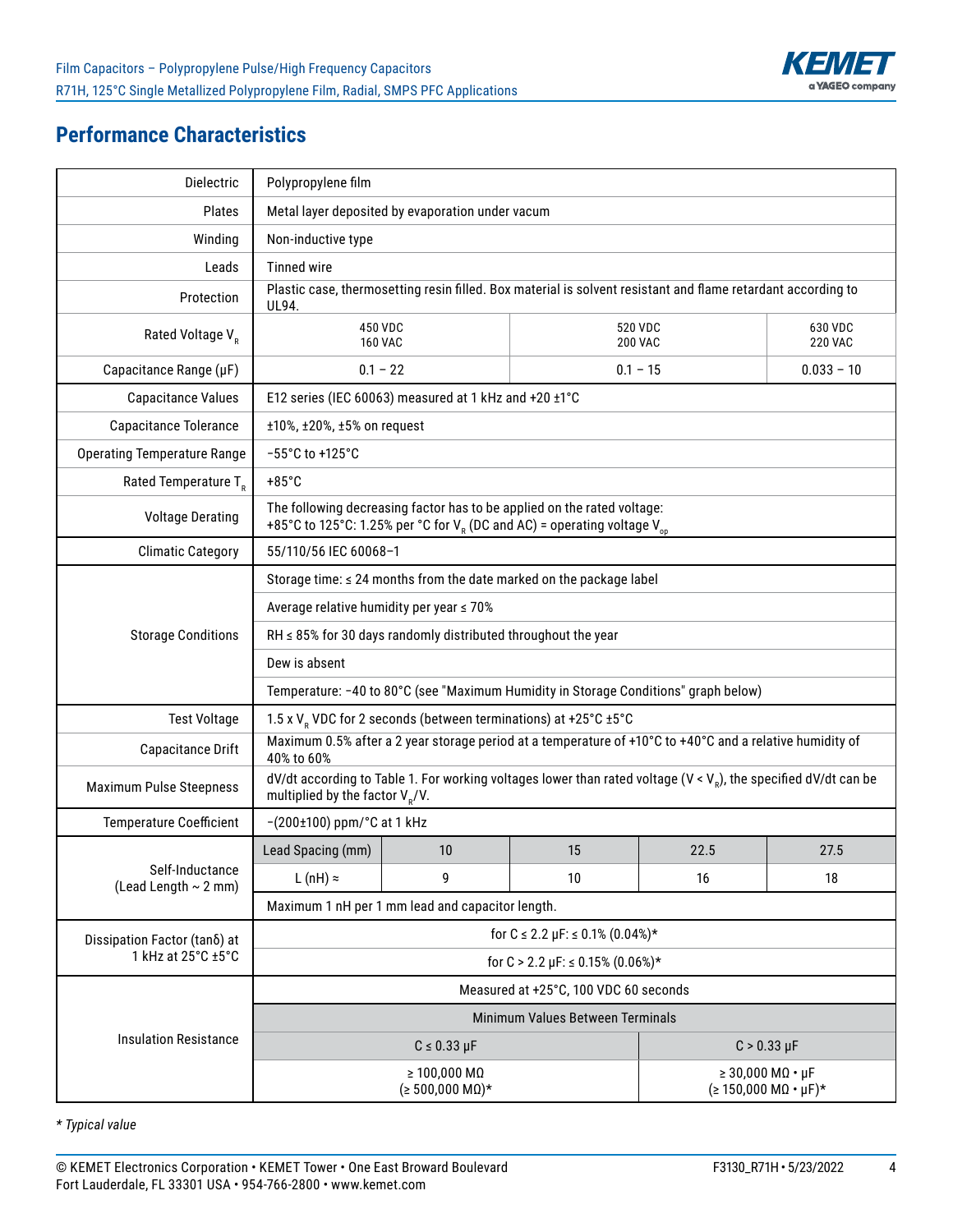## Performance Characteristics

| | | | | | |
|---|---|---|---|---|---|
| Dielectric | Polypropylene film | | | | |
| Plates | Metal layer deposited by evaporation under vacum | | | | |
| Winding | Non-inductive type | | | | |
| Leads | Tinned wire | | | | |
| Protection | Plastic case, thermosetting resin filled. Box material is solvent resistant and flame retardant according to UL94. | | | | |
| Rated Voltage $V_R$ | 450 VDC 160 VAC | | 520 VDC 200 VAC | | 630 VDC 220 VAC |
| Capacitance Range (µF) | 0.1 – 22 | | 0.1 – 15 | | 0.033 – 10 |
| Capacitance Values | E12 series (IEC 60063) measured at 1 kHz and +20 ±1°C | | | | |
| Capacitance Tolerance | ±10%, ±20%, ±5% on request | | | | |
| Operating Temperature Range | −55°C to +125°C | | | | |
| Rated Temperature $T_R$ | +85°C | | | | |
| Voltage Derating | The following decreasing factor has to be applied on the rated voltage: +85°C to 125°C: 1.25% per °C for $V_R$ (DC and AC) = operating voltage $V_{op}$ | | | | |
| Climatic Category | 55/110/56 IEC 60068–1 | | | | |
| Storage Conditions | Storage time: ≤ 24 months from the date marked on the package label | | | | |
| | Average relative humidity per year ≤ 70% | | | | |
| | RH ≤ 85% for 30 days randomly distributed throughout the year | | | | |
| | Dew is absent | | | | |
| | Temperature: −40 to 80°C (see "Maximum Humidity in Storage Conditions" graph below) | | | | |
| Test Voltage | 1.5 x $V_R$ VDC for 2 seconds (between terminations) at +25°C ±5°C | | | | |
| Capacitance Drift | Maximum 0.5% after a 2 year storage period at a temperature of +10°C to +40°C and a relative humidity of 40% to 60% | | | | |
| Maximum Pulse Steepness | dV/dt according to Table 1. For working voltages lower than rated voltage (V < $V_R$), the specified dV/dt can be multiplied by the factor $V_R$/V. | | | | |
| Temperature Coefficient | −(200±100) ppm/°C at 1 kHz | | | | |
| Self-Inductance (Lead Length ~ 2 mm) | Lead Spacing (mm) | 10 | 15 | 22.5 | 27.5 |
| | L (nH) ≈ | 9 | 10 | 16 | 18 |
| | Maximum 1 nH per 1 mm lead and capacitor length. | | | | |
| Dissipation Factor (tanδ) at 1 kHz at 25°C ±5°C | for C ≤ 2.2 µF: ≤ 0.1% (0.04%)* | | | | |
| | for C > 2.2 µF: ≤ 0.15% (0.06%)* | | | | |
| Insulation Resistance | Measured at +25°C, 100 VDC 60 seconds | | | | |
| | Minimum Values Between Terminals | | | | |
| | C ≤ 0.33 µF | | | C > 0.33 µF | |
| | ≥ 100,000 MΩ (≥ 500,000 MΩ)* | | | ≥ 30,000 MΩ • µF (≥ 150,000 MΩ • µF)* | |

*\* Typical value*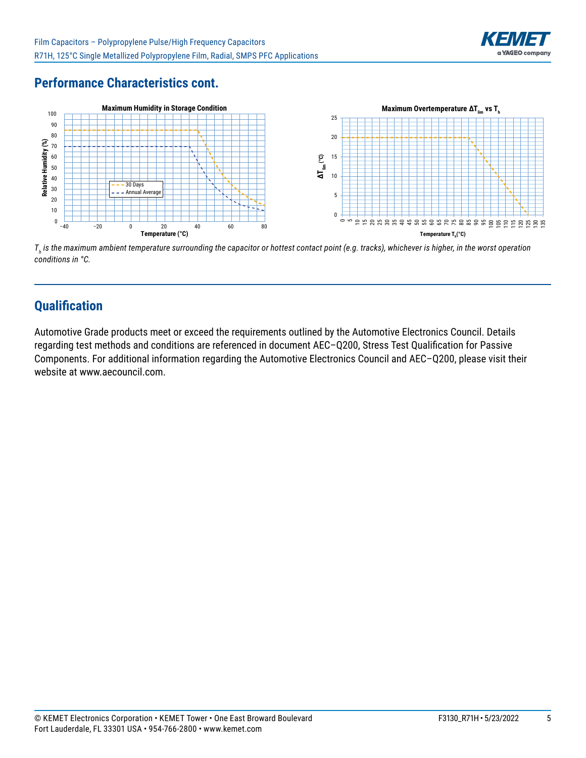## Performance Characteristics cont.

**Maximum Humidity in Storage Condition**

**Maximum Overtemperature $\Delta T_{lim}$ vs $T_h$**

*$T_h$ is the maximum ambient temperature surrounding the capacitor or hottest contact point (e.g. tracks), whichever is higher, in the worst operation conditions in °C.*

## Qualification

Automotive Grade products meet or exceed the requirements outlined by the Automotive Electronics Council. Details regarding test methods and conditions are referenced in document AEC–Q200, Stress Test Qualification for Passive Components. For additional information regarding the Automotive Electronics Council and AEC–Q200, please visit their website at www.aecouncil.com.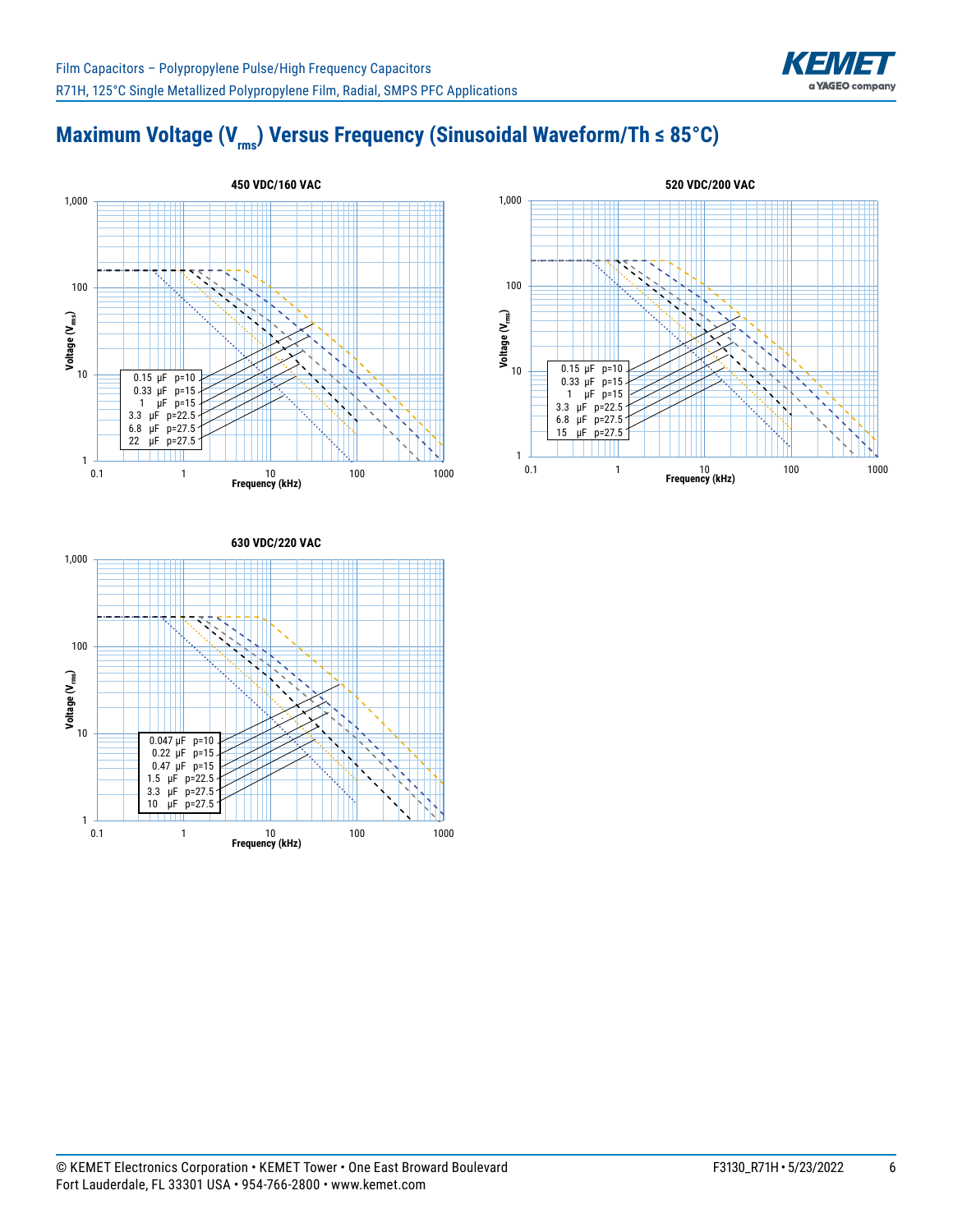## Maximum Voltage ($V_{rms}$) Versus Frequency (Sinusoidal Waveform/Th ≤ 85°C)

**450 VDC/160 VAC**

| Capacitance | Pitch |
|---|---|
| 0.15 µF | p=10 |
| 0.33 µF | p=15 |
| 1 µF | p=15 |
| 3.3 µF | p=22.5 |
| 6.8 µF | p=27.5 |
| 22 µF | p=27.5 |

Voltage ($V_{rms}$) vs. Frequency (kHz)

**520 VDC/200 VAC**

| Capacitance | Pitch |
|---|---|
| 0.15 µF | p=10 |
| 0.33 µF | p=15 |
| 1 µF | p=15 |
| 3.3 µF | p=22.5 |
| 6.8 µF | p=27.5 |
| 15 µF | p=27.5 |

Voltage ($V_{rms}$) vs. Frequency (kHz)

**630 VDC/220 VAC**

| Capacitance | Pitch |
|---|---|
| 0.047 µF | p=10 |
| 0.22 µF | p=15 |
| 0.47 µF | p=15 |
| 1.5 µF | p=22.5 |
| 3.3 µF | p=27.5 |
| 10 µF | p=27.5 |

Voltage ($V_{rms}$) vs. Frequency (kHz)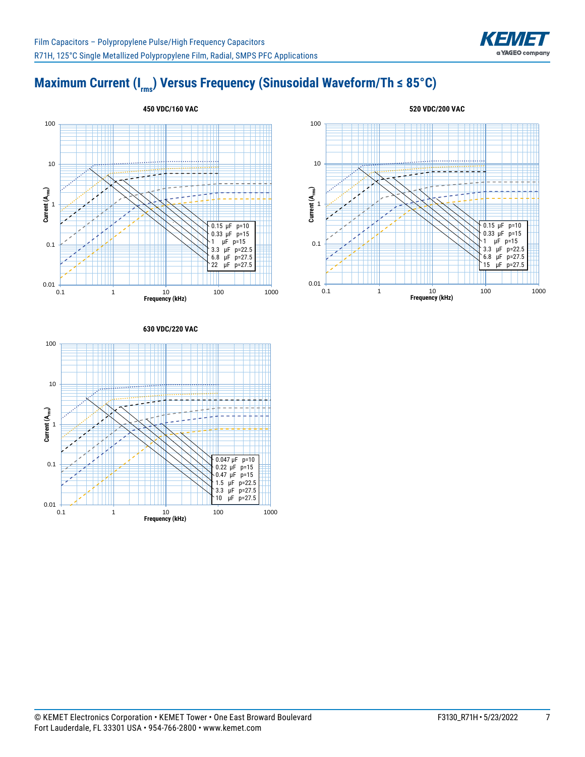## Maximum Current ($I_{rms}$) Versus Frequency (Sinusoidal Waveform/Th ≤ 85°C)

**450 VDC/160 VAC**

Current ($A_{rms}$) vs. Frequency (kHz)

| Capacitance | p |
|---|---|
| 0.15 µF | p=10 |
| 0.33 µF | p=15 |
| 1 µF | p=15 |
| 3.3 µF | p=22.5 |
| 6.8 µF | p=27.5 |
| 22 µF | p=27.5 |

**520 VDC/200 VAC**

Current ($A_{rms}$) vs. Frequency (kHz)

| Capacitance | p |
|---|---|
| 0.15 µF | p=10 |
| 0.33 µF | p=15 |
| 1 µF | p=15 |
| 3.3 µF | p=22.5 |
| 6.8 µF | p=27.5 |
| 15 µF | p=27.5 |

**630 VDC/220 VAC**

Current ($A_{rms}$) vs. Frequency (kHz)

| Capacitance | p |
|---|---|
| 0.047 µF | p=10 |
| 0.22 µF | p=15 |
| 0.47 µF | p=15 |
| 1.5 µF | p=22.5 |
| 3.3 µF | p=27.5 |
| 10 µF | p=27.5 |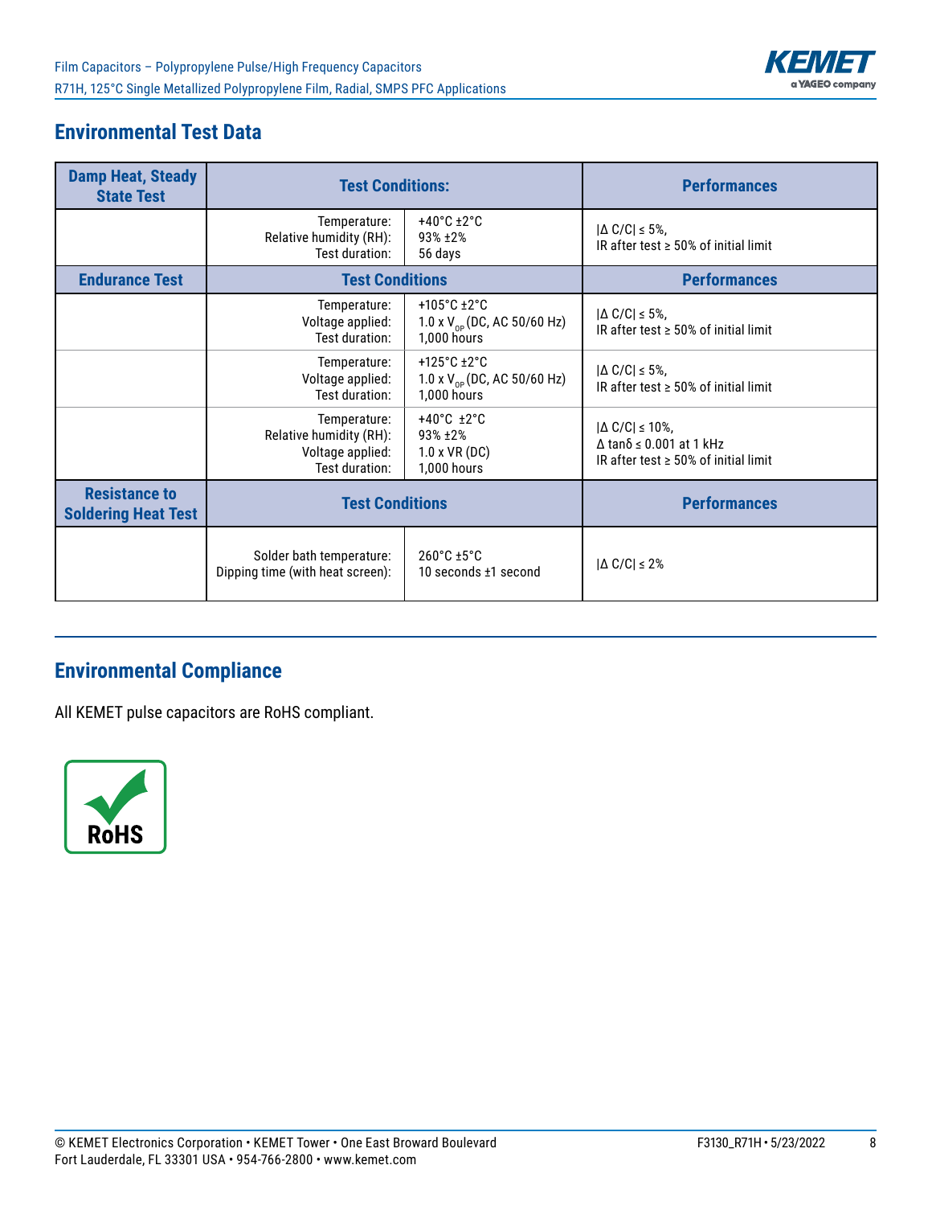## Environmental Test Data

| Damp Heat, Steady State Test | Test Conditions: | | Performances |
|---|---|---|---|
| | Temperature:<br>Relative humidity (RH):<br>Test duration: | +40°C ±2°C<br>93% ±2%<br>56 days | \|Δ C/C\| ≤ 5%,<br>IR after test ≥ 50% of initial limit |
| **Endurance Test** | **Test Conditions** | | **Performances** |
| | Temperature:<br>Voltage applied:<br>Test duration: | +105°C ±2°C<br>1.0 x $V_{OP}$ (DC, AC 50/60 Hz)<br>1,000 hours | \|Δ C/C\| ≤ 5%,<br>IR after test ≥ 50% of initial limit |
| | Temperature:<br>Voltage applied:<br>Test duration: | +125°C ±2°C<br>1.0 x $V_{OP}$ (DC, AC 50/60 Hz)<br>1,000 hours | \|Δ C/C\| ≤ 5%,<br>IR after test ≥ 50% of initial limit |
| | Temperature:<br>Relative humidity (RH):<br>Voltage applied:<br>Test duration: | +40°C ±2°C<br>93% ±2%<br>1.0 x VR (DC)<br>1,000 hours | \|Δ C/C\| ≤ 10%,<br>Δ tanδ ≤ 0.001 at 1 kHz<br>IR after test ≥ 50% of initial limit |
| **Resistance to Soldering Heat Test** | **Test Conditions** | | **Performances** |
| | Solder bath temperature:<br>Dipping time (with heat screen): | 260°C ±5°C<br>10 seconds ±1 second | \|Δ C/C\| ≤ 2% |

## Environmental Compliance

All KEMET pulse capacitors are RoHS compliant.

RoHS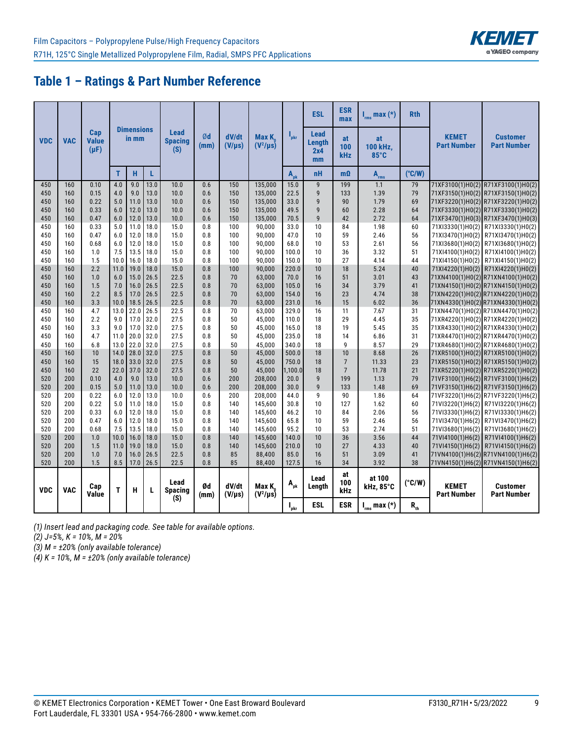## Table 1 – Ratings & Part Number Reference

| VDC | VAC | Cap Value (µF) | Dimensions in mm | | | Lead Spacing (S) | Ød (mm) | dV/dt (V/µs) | Max $K_0$ ($V^2$/µs) | $I_{pkr}$ | ESL | ESR max | $I_{rms}$ max (*) | Rth | KEMET Part Number | Customer Part Number |
|---|---|---|---|---|---|---|---|---|---|---|---|---|---|---|---|---|
| | | | | | | | | | | | Lead Length 2x4 mm | at 100 kHz | at 100 kHz, 85°C | | | |
| | | | T | H | L | | | | | $A_{pk}$ | nH | mΩ | $A_{rms}$ | (°C/W) | | |
| 450 | 160 | 0.10 | 4.0 | 9.0 | 13.0 | 10.0 | 0.6 | 150 | 135,000 | 15.0 | 9 | 199 | 1.1 | 79 | 71XF3100(1)H0(2) | R71XF3100(1)H0(2) |
| 450 | 160 | 0.15 | 4.0 | 9.0 | 13.0 | 10.0 | 0.6 | 150 | 135,000 | 22.5 | 9 | 133 | 1.39 | 79 | 71XF3150(1)H0(2) | R71XF3150(1)H0(2) |
| 450 | 160 | 0.22 | 5.0 | 11.0 | 13.0 | 10.0 | 0.6 | 150 | 135,000 | 33.0 | 9 | 90 | 1.79 | 69 | 71XF3220(1)H0(2) | R71XF3220(1)H0(2) |
| 450 | 160 | 0.33 | 6.0 | 12.0 | 13.0 | 10.0 | 0.6 | 150 | 135,000 | 49.5 | 9 | 60 | 2.28 | 64 | 71XF3330(1)H0(2) | R71XF3330(1)H0(2) |
| 450 | 160 | 0.47 | 6.0 | 12.0 | 13.0 | 10.0 | 0.6 | 150 | 135,000 | 70.5 | 9 | 42 | 2.72 | 64 | 71XF3470(1)H0(3) | R71XF3470(1)H0(3) |
| 450 | 160 | 0.33 | 5.0 | 11.0 | 18.0 | 15.0 | 0.8 | 100 | 90,000 | 33.0 | 10 | 84 | 1.98 | 60 | 71XI3330(1)H0(2) | R71XI3330(1)H0(2) |
| 450 | 160 | 0.47 | 6.0 | 12.0 | 18.0 | 15.0 | 0.8 | 100 | 90,000 | 47.0 | 10 | 59 | 2.46 | 56 | 71XI3470(1)H0(2) | R71XI3470(1)H0(2) |
| 450 | 160 | 0.68 | 6.0 | 12.0 | 18.0 | 15.0 | 0.8 | 100 | 90,000 | 68.0 | 10 | 53 | 2.61 | 56 | 71XI3680(1)H0(2) | R71XI3680(1)H0(2) |
| 450 | 160 | 1.0 | 7.5 | 13.5 | 18.0 | 15.0 | 0.8 | 100 | 90,000 | 100.0 | 10 | 36 | 3.32 | 51 | 71XI4100(1)H0(2) | R71XI4100(1)H0(2) |
| 450 | 160 | 1.5 | 10.0 | 16.0 | 18.0 | 15.0 | 0.8 | 100 | 90,000 | 150.0 | 10 | 27 | 4.14 | 44 | 71XI4150(1)H0(2) | R71XI4150(1)H0(2) |
| 450 | 160 | 2.2 | 11.0 | 19.0 | 18.0 | 15.0 | 0.8 | 100 | 90,000 | 220.0 | 10 | 18 | 5.24 | 40 | 71XI4220(1)H0(2) | R71XI4220(1)H0(2) |
| 450 | 160 | 1.0 | 6.0 | 15.0 | 26.5 | 22.5 | 0.8 | 70 | 63,000 | 70.0 | 16 | 51 | 3.01 | 43 | 71XN4100(1)H0(2) | R71XN4100(1)H0(2) |
| 450 | 160 | 1.5 | 7.0 | 16.0 | 26.5 | 22.5 | 0.8 | 70 | 63,000 | 105.0 | 16 | 34 | 3.79 | 41 | 71XN4150(1)H0(2) | R71XN4150(1)H0(2) |
| 450 | 160 | 2.2 | 8.5 | 17.0 | 26.5 | 22.5 | 0.8 | 70 | 63,000 | 154.0 | 16 | 23 | 4.74 | 38 | 71XN4220(1)H0(2) | R71XN4220(1)H0(2) |
| 450 | 160 | 3.3 | 10.0 | 18.5 | 26.5 | 22.5 | 0.8 | 70 | 63,000 | 231.0 | 16 | 15 | 6.02 | 36 | 71XN4330(1)H0(2) | R71XN4330(1)H0(2) |
| 450 | 160 | 4.7 | 13.0 | 22.0 | 26.5 | 22.5 | 0.8 | 70 | 63,000 | 329.0 | 16 | 11 | 7.67 | 31 | 71XN4470(1)H0(2) | R71XN4470(1)H0(2) |
| 450 | 160 | 2.2 | 9.0 | 17.0 | 32.0 | 27.5 | 0.8 | 50 | 45,000 | 110.0 | 18 | 29 | 4.45 | 35 | 71XR4220(1)H0(2) | R71XR4220(1)H0(2) |
| 450 | 160 | 3.3 | 9.0 | 17.0 | 32.0 | 27.5 | 0.8 | 50 | 45,000 | 165.0 | 18 | 19 | 5.45 | 35 | 71XR4330(1)H0(2) | R71XR4330(1)H0(2) |
| 450 | 160 | 4.7 | 11.0 | 20.0 | 32.0 | 27.5 | 0.8 | 50 | 45,000 | 235.0 | 18 | 14 | 6.86 | 31 | 71XR4470(1)H0(2) | R71XR4470(1)H0(2) |
| 450 | 160 | 6.8 | 13.0 | 22.0 | 32.0 | 27.5 | 0.8 | 50 | 45,000 | 340.0 | 18 | 9 | 8.57 | 29 | 71XR4680(1)H0(2) | R71XR4680(1)H0(2) |
| 450 | 160 | 10 | 14.0 | 28.0 | 32.0 | 27.5 | 0.8 | 50 | 45,000 | 500.0 | 18 | 10 | 8.68 | 26 | 71XR5100(1)H0(2) | R71XR5100(1)H0(2) |
| 450 | 160 | 15 | 18.0 | 33.0 | 32.0 | 27.5 | 0.8 | 50 | 45,000 | 750.0 | 18 | 7 | 11.33 | 23 | 71XR5150(1)H0(2) | R71XR5150(1)H0(2) |
| 450 | 160 | 22 | 22.0 | 37.0 | 32.0 | 27.5 | 0.8 | 50 | 45,000 | 1,100.0 | 18 | 7 | 11.78 | 21 | 71XR5220(1)H0(2) | R71XR5220(1)H0(2) |
| 520 | 200 | 0.10 | 4.0 | 9.0 | 13.0 | 10.0 | 0.6 | 200 | 208,000 | 20.0 | 9 | 199 | 1.13 | 79 | 71VF3100(1)H6(2) | R71VF3100(1)H6(2) |
| 520 | 200 | 0.15 | 5.0 | 11.0 | 13.0 | 10.0 | 0.6 | 200 | 208,000 | 30.0 | 9 | 133 | 1.48 | 69 | 71VF3150(1)H6(2) | R71VF3150(1)H6(2) |
| 520 | 200 | 0.22 | 6.0 | 12.0 | 13.0 | 10.0 | 0.6 | 200 | 208,000 | 44.0 | 9 | 90 | 1.86 | 64 | 71VF3220(1)H6(2) | R71VF3220(1)H6(2) |
| 520 | 200 | 0.22 | 5.0 | 11.0 | 18.0 | 15.0 | 0.8 | 140 | 145,600 | 30.8 | 10 | 127 | 1.62 | 60 | 71VI3220(1)H6(2) | R71VI3220(1)H6(2) |
| 520 | 200 | 0.33 | 6.0 | 12.0 | 18.0 | 15.0 | 0.8 | 140 | 145,600 | 46.2 | 10 | 84 | 2.06 | 56 | 71VI3330(1)H6(2) | R71VI3330(1)H6(2) |
| 520 | 200 | 0.47 | 6.0 | 12.0 | 18.0 | 15.0 | 0.8 | 140 | 145,600 | 65.8 | 10 | 59 | 2.46 | 56 | 71VI3470(1)H6(2) | R71VI3470(1)H6(2) |
| 520 | 200 | 0.68 | 7.5 | 13.5 | 18.0 | 15.0 | 0.8 | 140 | 145,600 | 95.2 | 10 | 53 | 2.74 | 51 | 71VI3680(1)H6(2) | R71VI3680(1)H6(2) |
| 520 | 200 | 1.0 | 10.0 | 16.0 | 18.0 | 15.0 | 0.8 | 140 | 145,600 | 140.0 | 10 | 36 | 3.56 | 44 | 71VI4100(1)H6(2) | R71VI4100(1)H6(2) |
| 520 | 200 | 1.5 | 11.0 | 19.0 | 18.0 | 15.0 | 0.8 | 140 | 145,600 | 210.0 | 10 | 27 | 4.33 | 40 | 71VI4150(1)H6(2) | R71VI4150(1)H6(2) |
| 520 | 200 | 1.0 | 7.0 | 16.0 | 26.5 | 22.5 | 0.8 | 85 | 88,400 | 85.0 | 16 | 51 | 3.09 | 41 | 71VN4100(1)H6(2) | R71VN4100(1)H6(2) |
| 520 | 200 | 1.5 | 8.5 | 17.0 | 26.5 | 22.5 | 0.8 | 85 | 88,400 | 127.5 | 16 | 34 | 3.92 | 38 | 71VN4150(1)H6(2) | R71VN4150(1)H6(2) |
| VDC | VAC | Cap Value | T | H | L | Lead Spacing (S) | Ød (mm) | dV/dt (V/µs) | Max $K_0$ ($V^2$/µs) | $A_{pk}$ | Lead Length | at 100 kHz | at 100 kHz, 85°C | (°C/W) | KEMET Part Number | Customer Part Number |
| | | | | | | | | | | $I_{pkr}$ | ESL | ESR | $I_{rms}$ max (*) | $R_{th}$ | | |

*(1) Insert lead and packaging code. See table for available options.*
*(2) J=5%, K = 10%, M = 20%*
*(3) M = ±20% (only available tolerance)*
*(4) K = 10%, M = ±20% (only available tolerance)*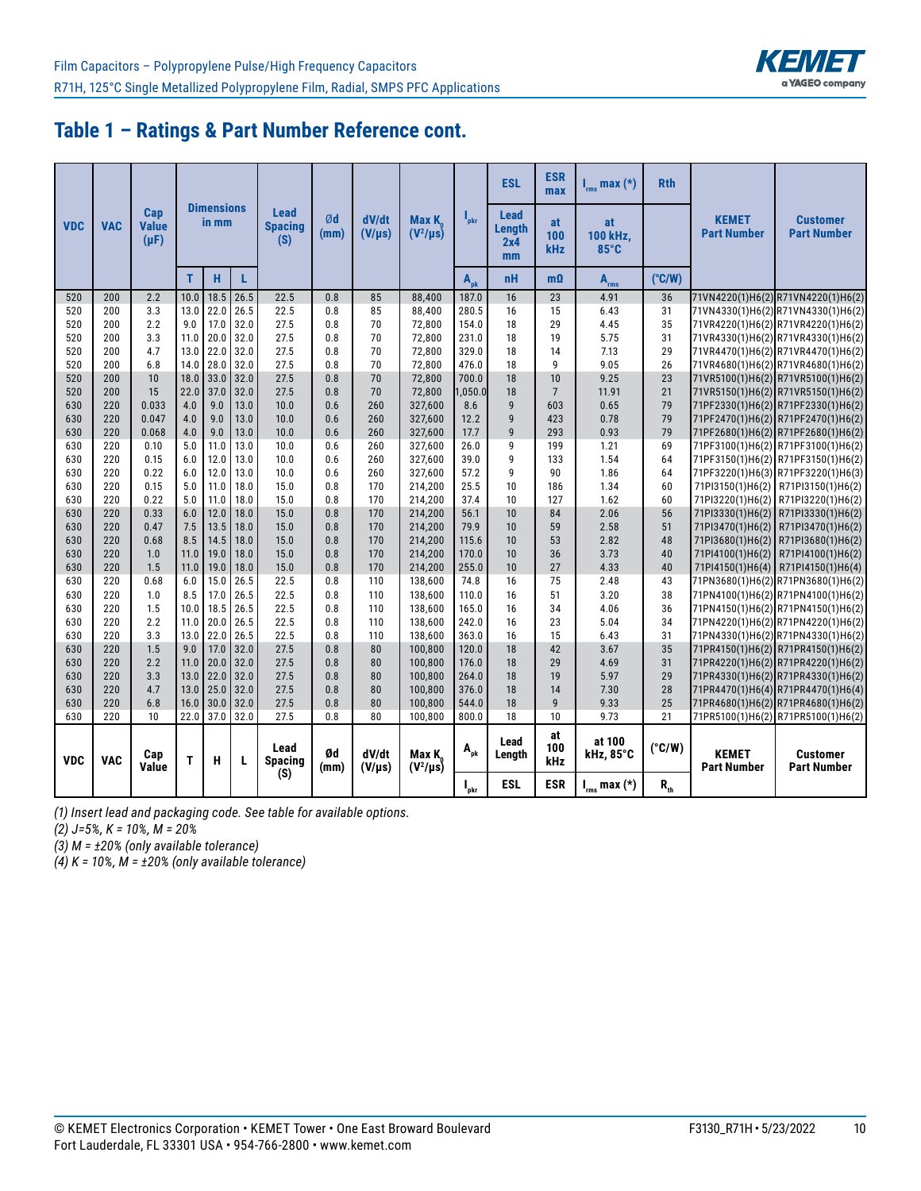## Table 1 – Ratings & Part Number Reference cont.

| VDC | VAC | Cap Value (µF) | Dimensions in mm | | | Lead Spacing (S) | Ød (mm) | dV/dt (V/µs) | Max $K_0$ ($V^2$/µs) | $I_{pkr}$ | ESL | ESR max | $I_{rms}$ max (*) | Rth | KEMET Part Number | Customer Part Number |
|---|---|---|---|---|---|---|---|---|---|---|---|---|---|---|---|---|
| | | | T | H | L | | | | | | Lead Length 2x4 mm | at 100 kHz | at 100 kHz, 85°C | | | |
| | | | | | | | | | | $A_{pk}$ | nH | mΩ | $A_{rms}$ | (°C/W) | | |
| 520 | 200 | 2.2 | 10.0 | 18.5 | 26.5 | 22.5 | 0.8 | 85 | 88,400 | 187.0 | 16 | 23 | 4.91 | 36 | 71VN4220(1)H6(2) | R71VN4220(1)H6(2) |
| 520 | 200 | 3.3 | 13.0 | 22.0 | 26.5 | 22.5 | 0.8 | 85 | 88,400 | 280.5 | 16 | 15 | 6.43 | 31 | 71VN4330(1)H6(2) | R71VN4330(1)H6(2) |
| 520 | 200 | 2.2 | 9.0 | 17.0 | 32.0 | 27.5 | 0.8 | 70 | 72,800 | 154.0 | 18 | 29 | 4.45 | 35 | 71VR4220(1)H6(2) | R71VR4220(1)H6(2) |
| 520 | 200 | 3.3 | 11.0 | 20.0 | 32.0 | 27.5 | 0.8 | 70 | 72,800 | 231.0 | 18 | 19 | 5.75 | 31 | 71VR4330(1)H6(2) | R71VR4330(1)H6(2) |
| 520 | 200 | 4.7 | 13.0 | 22.0 | 32.0 | 27.5 | 0.8 | 70 | 72,800 | 329.0 | 18 | 14 | 7.13 | 29 | 71VR4470(1)H6(2) | R71VR4470(1)H6(2) |
| 520 | 200 | 6.8 | 14.0 | 28.0 | 32.0 | 27.5 | 0.8 | 70 | 72,800 | 476.0 | 18 | 9 | 9.05 | 26 | 71VR4680(1)H6(2) | R71VR4680(1)H6(2) |
| 520 | 200 | 10 | 18.0 | 33.0 | 32.0 | 27.5 | 0.8 | 70 | 72,800 | 700.0 | 18 | 10 | 9.25 | 23 | 71VR5100(1)H6(2) | R71VR5100(1)H6(2) |
| 520 | 200 | 15 | 22.0 | 37.0 | 32.0 | 27.5 | 0.8 | 70 | 72,800 | 1,050.0 | 18 | 7 | 11.91 | 21 | 71VR5150(1)H6(2) | R71VR5150(1)H6(2) |
| 630 | 220 | 0.033 | 4.0 | 9.0 | 13.0 | 10.0 | 0.6 | 260 | 327,600 | 8.6 | 9 | 603 | 0.65 | 79 | 71PF2330(1)H6(2) | R71PF2330(1)H6(2) |
| 630 | 220 | 0.047 | 4.0 | 9.0 | 13.0 | 10.0 | 0.6 | 260 | 327,600 | 12.2 | 9 | 423 | 0.78 | 79 | 71PF2470(1)H6(2) | R71PF2470(1)H6(2) |
| 630 | 220 | 0.068 | 4.0 | 9.0 | 13.0 | 10.0 | 0.6 | 260 | 327,600 | 17.7 | 9 | 293 | 0.93 | 79 | 71PF2680(1)H6(2) | R71PF2680(1)H6(2) |
| 630 | 220 | 0.10 | 5.0 | 11.0 | 13.0 | 10.0 | 0.6 | 260 | 327,600 | 26.0 | 9 | 199 | 1.21 | 69 | 71PF3100(1)H6(2) | R71PF3100(1)H6(2) |
| 630 | 220 | 0.15 | 6.0 | 12.0 | 13.0 | 10.0 | 0.6 | 260 | 327,600 | 39.0 | 9 | 133 | 1.54 | 64 | 71PF3150(1)H6(2) | R71PF3150(1)H6(2) |
| 630 | 220 | 0.22 | 6.0 | 12.0 | 13.0 | 10.0 | 0.6 | 260 | 327,600 | 57.2 | 9 | 90 | 1.86 | 64 | 71PF3220(1)H6(3) | R71PF3220(1)H6(3) |
| 630 | 220 | 0.15 | 5.0 | 11.0 | 18.0 | 15.0 | 0.8 | 170 | 214,200 | 25.5 | 10 | 186 | 1.34 | 60 | 71PI3150(1)H6(2) | R71PI3150(1)H6(2) |
| 630 | 220 | 0.22 | 5.0 | 11.0 | 18.0 | 15.0 | 0.8 | 170 | 214,200 | 37.4 | 10 | 127 | 1.62 | 60 | 71PI3220(1)H6(2) | R71PI3220(1)H6(2) |
| 630 | 220 | 0.33 | 6.0 | 12.0 | 18.0 | 15.0 | 0.8 | 170 | 214,200 | 56.1 | 10 | 84 | 2.06 | 56 | 71PI3330(1)H6(2) | R71PI3330(1)H6(2) |
| 630 | 220 | 0.47 | 7.5 | 13.5 | 18.0 | 15.0 | 0.8 | 170 | 214,200 | 79.9 | 10 | 59 | 2.58 | 51 | 71PI3470(1)H6(2) | R71PI3470(1)H6(2) |
| 630 | 220 | 0.68 | 8.5 | 14.5 | 18.0 | 15.0 | 0.8 | 170 | 214,200 | 115.6 | 10 | 53 | 2.82 | 48 | 71PI3680(1)H6(2) | R71PI3680(1)H6(2) |
| 630 | 220 | 1.0 | 11.0 | 19.0 | 18.0 | 15.0 | 0.8 | 170 | 214,200 | 170.0 | 10 | 36 | 3.73 | 40 | 71PI4100(1)H6(2) | R71PI4100(1)H6(2) |
| 630 | 220 | 1.5 | 11.0 | 19.0 | 18.0 | 15.0 | 0.8 | 170 | 214,200 | 255.0 | 10 | 27 | 4.33 | 40 | 71PI4150(1)H6(4) | R71PI4150(1)H6(4) |
| 630 | 220 | 0.68 | 6.0 | 15.0 | 26.5 | 22.5 | 0.8 | 110 | 138,600 | 74.8 | 16 | 75 | 2.48 | 43 | 71PN3680(1)H6(2) | R71PN3680(1)H6(2) |
| 630 | 220 | 1.0 | 8.5 | 17.0 | 26.5 | 22.5 | 0.8 | 110 | 138,600 | 110.0 | 16 | 51 | 3.20 | 38 | 71PN4100(1)H6(2) | R71PN4100(1)H6(2) |
| 630 | 220 | 1.5 | 10.0 | 18.5 | 26.5 | 22.5 | 0.8 | 110 | 138,600 | 165.0 | 16 | 34 | 4.06 | 36 | 71PN4150(1)H6(2) | R71PN4150(1)H6(2) |
| 630 | 220 | 2.2 | 11.0 | 20.0 | 26.5 | 22.5 | 0.8 | 110 | 138,600 | 242.0 | 16 | 23 | 5.04 | 34 | 71PN4220(1)H6(2) | R71PN4220(1)H6(2) |
| 630 | 220 | 3.3 | 13.0 | 22.0 | 26.5 | 22.5 | 0.8 | 110 | 138,600 | 363.0 | 16 | 15 | 6.43 | 31 | 71PN4330(1)H6(2) | R71PN4330(1)H6(2) |
| 630 | 220 | 1.5 | 9.0 | 17.0 | 32.0 | 27.5 | 0.8 | 80 | 100,800 | 120.0 | 18 | 42 | 3.67 | 35 | 71PR4150(1)H6(2) | R71PR4150(1)H6(2) |
| 630 | 220 | 2.2 | 11.0 | 20.0 | 32.0 | 27.5 | 0.8 | 80 | 100,800 | 176.0 | 18 | 29 | 4.69 | 31 | 71PR4220(1)H6(2) | R71PR4220(1)H6(2) |
| 630 | 220 | 3.3 | 13.0 | 22.0 | 32.0 | 27.5 | 0.8 | 80 | 100,800 | 264.0 | 18 | 19 | 5.97 | 29 | 71PR4330(1)H6(2) | R71PR4330(1)H6(2) |
| 630 | 220 | 4.7 | 13.0 | 25.0 | 32.0 | 27.5 | 0.8 | 80 | 100,800 | 376.0 | 18 | 14 | 7.30 | 28 | 71PR4470(1)H6(4) | R71PR4470(1)H6(4) |
| 630 | 220 | 6.8 | 16.0 | 30.0 | 32.0 | 27.5 | 0.8 | 80 | 100,800 | 544.0 | 18 | 9 | 9.33 | 25 | 71PR4680(1)H6(2) | R71PR4680(1)H6(2) |
| 630 | 220 | 10 | 22.0 | 37.0 | 32.0 | 27.5 | 0.8 | 80 | 100,800 | 800.0 | 18 | 10 | 9.73 | 21 | 71PR5100(1)H6(2) | R71PR5100(1)H6(2) |
| VDC | VAC | Cap Value | T | H | L | Lead Spacing (S) | Ød (mm) | dV/dt (V/µs) | Max $K_0$ ($V^2$/µs) | $A_{pk}$ | Lead Length | at 100 kHz | at 100 kHz, 85°C | (°C/W) | KEMET Part Number | Customer Part Number |
| | | | | | | | | | | $I_{pkr}$ | ESL | ESR | $I_{rms}$ max (*) | $R_{th}$ | | |

*(1) Insert lead and packaging code. See table for available options.*
*(2) J=5%, K = 10%, M = 20%*
*(3) M = ±20% (only available tolerance)*
*(4) K = 10%, M = ±20% (only available tolerance)*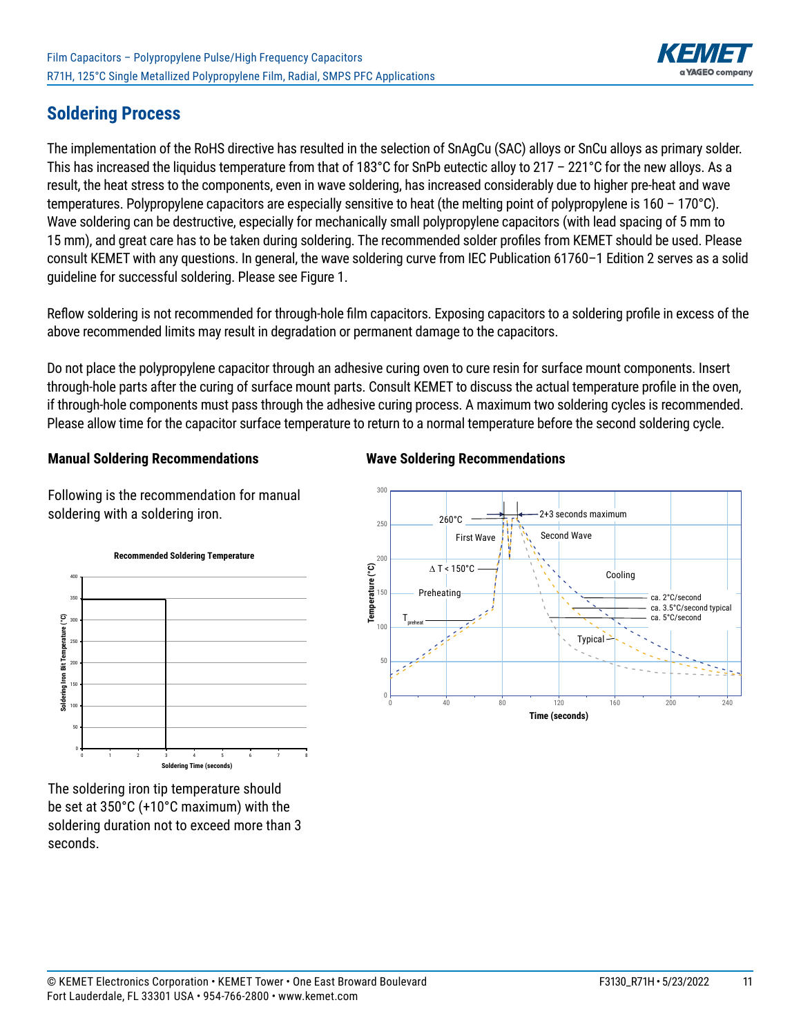## Soldering Process

The implementation of the RoHS directive has resulted in the selection of SnAgCu (SAC) alloys or SnCu alloys as primary solder. This has increased the liquidus temperature from that of 183°C for SnPb eutectic alloy to 217 – 221°C for the new alloys. As a result, the heat stress to the components, even in wave soldering, has increased considerably due to higher pre-heat and wave temperatures. Polypropylene capacitors are especially sensitive to heat (the melting point of polypropylene is 160 – 170°C). Wave soldering can be destructive, especially for mechanically small polypropylene capacitors (with lead spacing of 5 mm to 15 mm), and great care has to be taken during soldering. The recommended solder profiles from KEMET should be used. Please consult KEMET with any questions. In general, the wave soldering curve from IEC Publication 61760–1 Edition 2 serves as a solid guideline for successful soldering. Please see Figure 1.

Reflow soldering is not recommended for through-hole film capacitors. Exposing capacitors to a soldering profile in excess of the above recommended limits may result in degradation or permanent damage to the capacitors.

Do not place the polypropylene capacitor through an adhesive curing oven to cure resin for surface mount components. Insert through-hole parts after the curing of surface mount parts. Consult KEMET to discuss the actual temperature profile in the oven, if through-hole components must pass through the adhesive curing process. A maximum two soldering cycles is recommended. Please allow time for the capacitor surface temperature to return to a normal temperature before the second soldering cycle.

### Manual Soldering Recommendations

Following is the recommendation for manual soldering with a soldering iron.

**Recommended Soldering Temperature**

The soldering iron tip temperature should be set at 350°C (+10°C maximum) with the soldering duration not to exceed more than 3 seconds.

### Wave Soldering Recommendations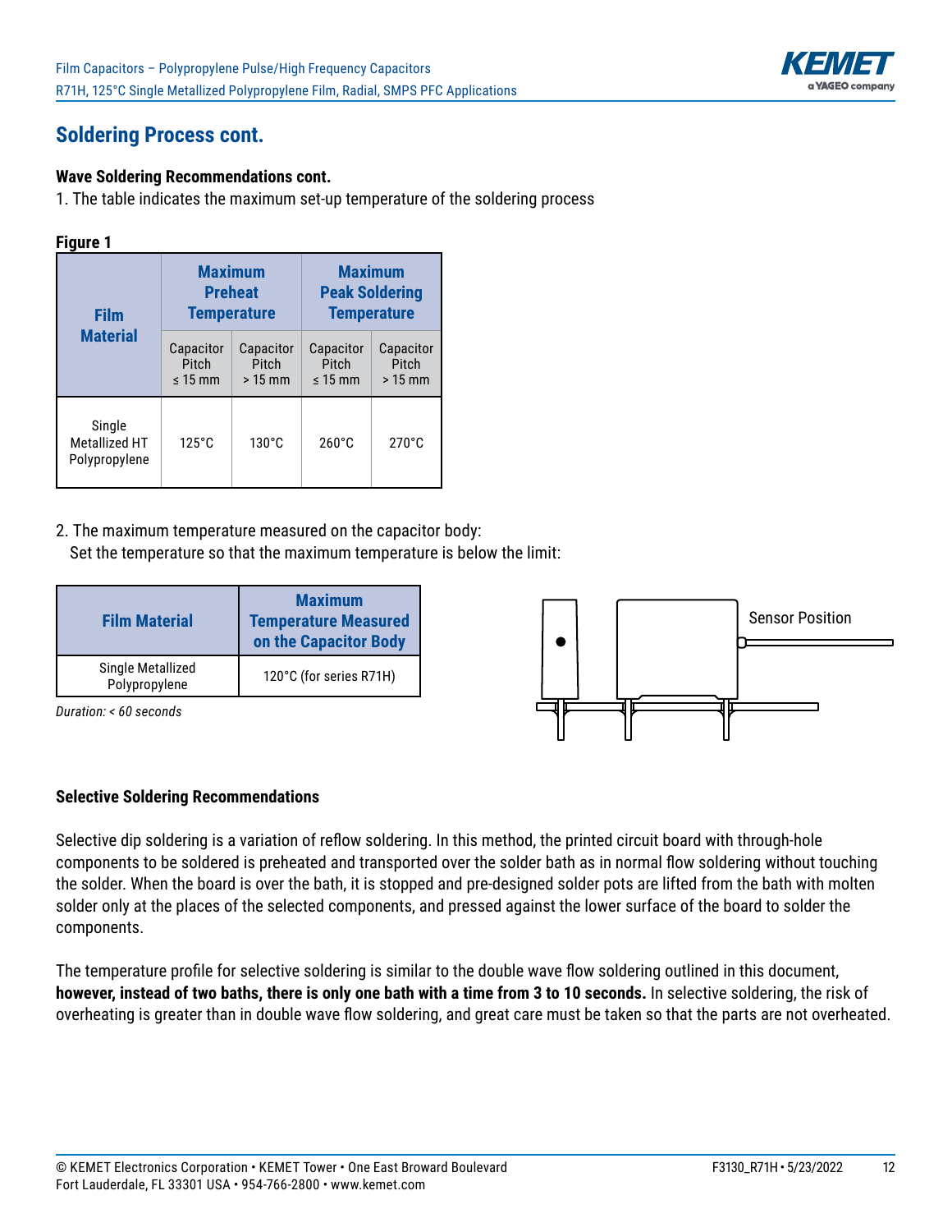## Soldering Process cont.

**Wave Soldering Recommendations cont.**

1. The table indicates the maximum set-up temperature of the soldering process

**Figure 1**

| Film Material | Maximum Preheat Temperature | | Maximum Peak Soldering Temperature | |
|---|---|---|---|---|
| | Capacitor Pitch ≤ 15 mm | Capacitor Pitch > 15 mm | Capacitor Pitch ≤ 15 mm | Capacitor Pitch > 15 mm |
| Single Metallized HT Polypropylene | 125°C | 130°C | 260°C | 270°C |

2. The maximum temperature measured on the capacitor body:
   Set the temperature so that the maximum temperature is below the limit:

| Film Material | Maximum Temperature Measured on the Capacitor Body |
|---|---|
| Single Metallized Polypropylene | 120°C (for series R71H) |

*Duration: < 60 seconds*

Sensor Position

**Selective Soldering Recommendations**

Selective dip soldering is a variation of reflow soldering. In this method, the printed circuit board with through-hole components to be soldered is preheated and transported over the solder bath as in normal flow soldering without touching the solder. When the board is over the bath, it is stopped and pre-designed solder pots are lifted from the bath with molten solder only at the places of the selected components, and pressed against the lower surface of the board to solder the components.

The temperature profile for selective soldering is similar to the double wave flow soldering outlined in this document, **however, instead of two baths, there is only one bath with a time from 3 to 10 seconds.** In selective soldering, the risk of overheating is greater than in double wave flow soldering, and great care must be taken so that the parts are not overheated.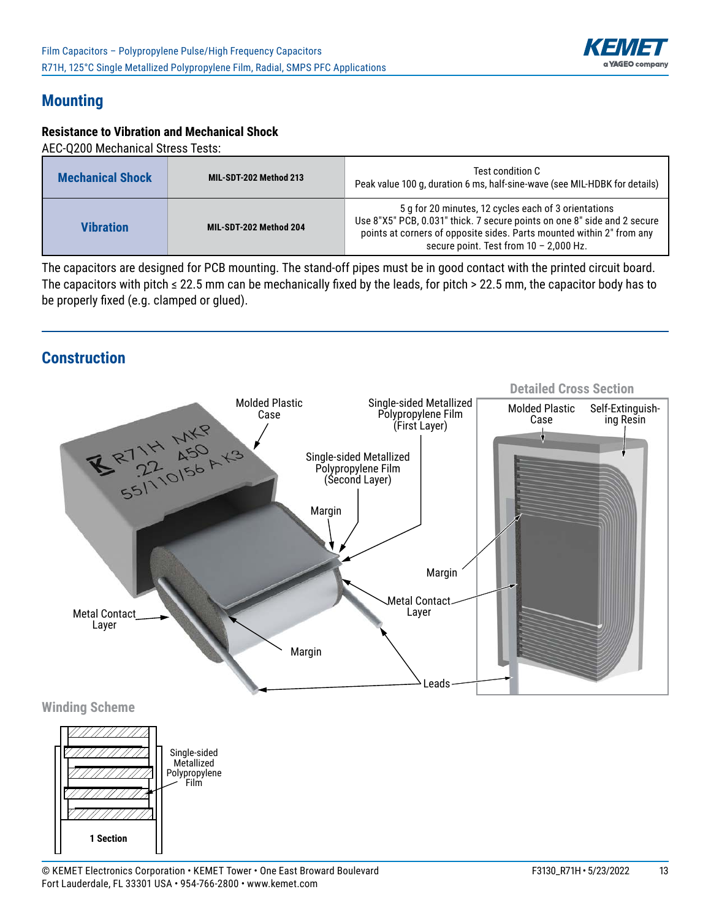## Mounting

**Resistance to Vibration and Mechanical Shock**

AEC-Q200 Mechanical Stress Tests:

| | | |
|---|---|---|
| **Mechanical Shock** | **MIL-SDT-202 Method 213** | Test condition C<br>Peak value 100 g, duration 6 ms, half-sine-wave (see MIL-HDBK for details) |
| **Vibration** | **MIL-SDT-202 Method 204** | 5 g for 20 minutes, 12 cycles each of 3 orientations<br>Use 8"X5" PCB, 0.031" thick. 7 secure points on one 8" side and 2 secure points at corners of opposite sides. Parts mounted within 2" from any secure point. Test from 10 – 2,000 Hz. |

The capacitors are designed for PCB mounting. The stand-off pipes must be in good contact with the printed circuit board. The capacitors with pitch ≤ 22.5 mm can be mechanically fixed by the leads, for pitch > 22.5 mm, the capacitor body has to be properly fixed (e.g. clamped or glued).

## Construction

Molded Plastic Case

Single-sided Metallized Polypropylene Film (First Layer)

Single-sided Metallized Polypropylene Film (Second Layer)

Margin

Metal Contact Layer

Leads

**Detailed Cross Section**

Molded Plastic Case

Self-Extinguishing Resin

Margin

Metal Contact Layer

Leads

**Winding Scheme**

Single-sided Metallized Polypropylene Film

1 Section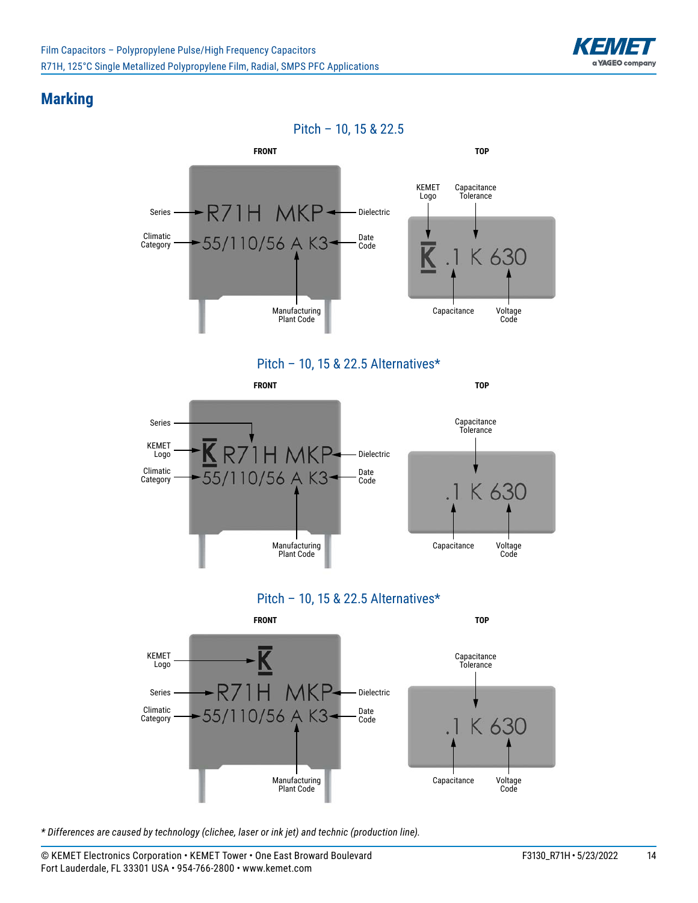## Marking

### Pitch – 10, 15 & 22.5

**FRONT**

Series → R71H MKP ← Dielectric

Climatic Category → 55/110/56 A K3 ← Date Code

Manufacturing Plant Code

**TOP**

KEMET Logo, Capacitance Tolerance

K .1 K 630

Capacitance, Voltage Code

### Pitch – 10, 15 & 22.5 Alternatives*

**FRONT**

Series

KEMET Logo → K R71H MKP ← Dielectric

Climatic Category → 55/110/56 A K3 ← Date Code

Manufacturing Plant Code

**TOP**

Capacitance Tolerance

.1 K 630

Capacitance, Voltage Code

### Pitch – 10, 15 & 22.5 Alternatives*

**FRONT**

KEMET Logo → K

Series → R71H MKP ← Dielectric

Climatic Category → 55/110/56 A K3 ← Date Code

Manufacturing Plant Code

**TOP**

Capacitance Tolerance

.1 K 630

Capacitance, Voltage Code

*\* Differences are caused by technology (clichee, laser or ink jet) and technic (production line).*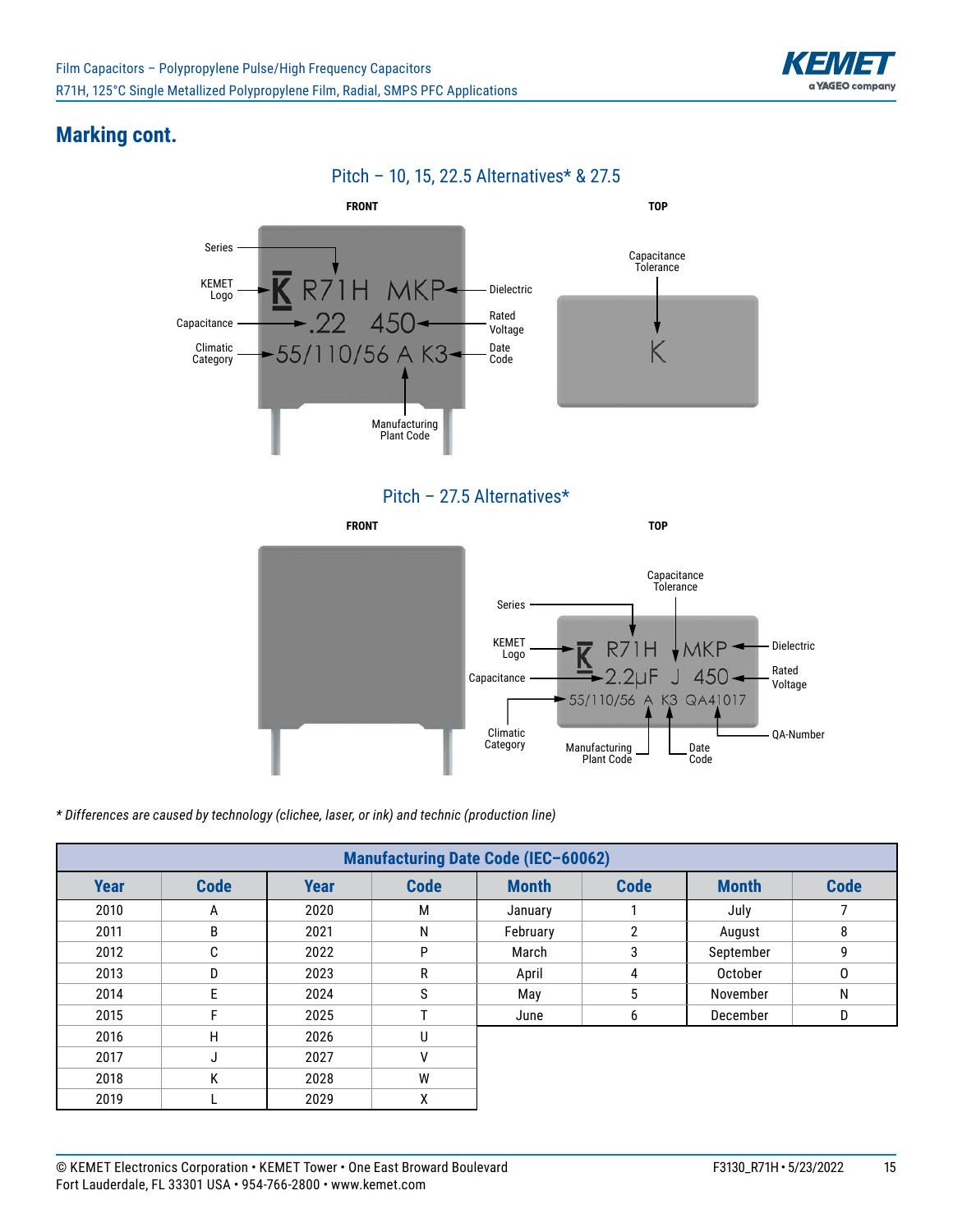## Marking cont.

### Pitch – 10, 15, 22.5 Alternatives* & 27.5

FRONT

Series

KEMET Logo

Capacitance

Climatic Category

K R71H MKP

.22 450

55/110/56 A K3

Dielectric

Rated Voltage

Date Code

Manufacturing Plant Code

TOP

Capacitance Tolerance

K

### Pitch – 27.5 Alternatives*

FRONT

TOP

Capacitance Tolerance

Series

KEMET Logo

Capacitance

K R71H MKP

2.2µF J 450

55/110/56 A K3 QA41017

Dielectric

Rated Voltage

QA-Number

Climatic Category

Manufacturing Plant Code

Date Code

*\* Differences are caused by technology (clichee, laser, or ink) and technic (production line)*

| Manufacturing Date Code (IEC–60062) | | | | | | | |
|---|---|---|---|---|---|---|---|
| **Year** | **Code** | **Year** | **Code** | **Month** | **Code** | **Month** | **Code** |
| 2010 | A | 2020 | M | January | 1 | July | 7 |
| 2011 | B | 2021 | N | February | 2 | August | 8 |
| 2012 | C | 2022 | P | March | 3 | September | 9 |
| 2013 | D | 2023 | R | April | 4 | October | 0 |
| 2014 | E | 2024 | S | May | 5 | November | N |
| 2015 | F | 2025 | T | June | 6 | December | D |
| 2016 | H | 2026 | U | | | | |
| 2017 | J | 2027 | V | | | | |
| 2018 | K | 2028 | W | | | | |
| 2019 | L | 2029 | X | | | | |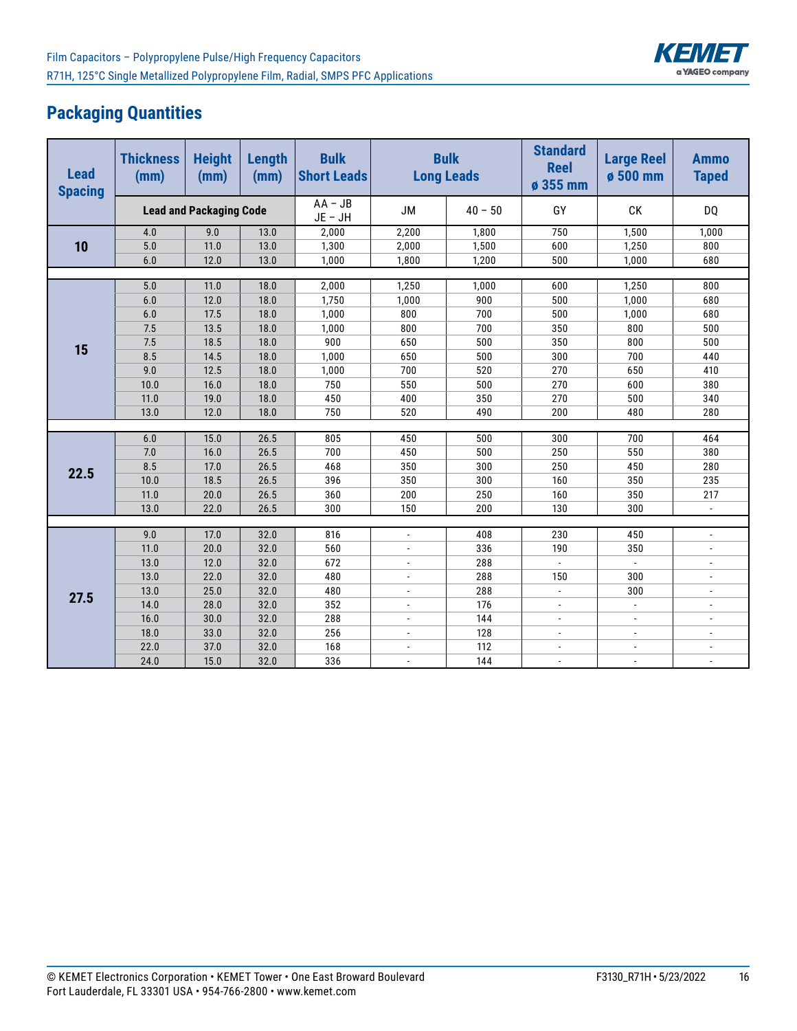## Packaging Quantities

| Lead Spacing | Thickness (mm) | Height (mm) | Length (mm) | Bulk Short Leads | Bulk Long Leads | | Standard Reel ø 355 mm | Large Reel ø 500 mm | Ammo Taped |
|---|---|---|---|---|---|---|---|---|---|
| | Lead and Packaging Code | | | AA – JB JE – JH | JM | 40 – 50 | GY | CK | DQ |
| 10 | 4.0 | 9.0 | 13.0 | 2,000 | 2,200 | 1,800 | 750 | 1,500 | 1,000 |
| | 5.0 | 11.0 | 13.0 | 1,300 | 2,000 | 1,500 | 600 | 1,250 | 800 |
| | 6.0 | 12.0 | 13.0 | 1,000 | 1,800 | 1,200 | 500 | 1,000 | 680 |
| 15 | 5.0 | 11.0 | 18.0 | 2,000 | 1,250 | 1,000 | 600 | 1,250 | 800 |
| | 6.0 | 12.0 | 18.0 | 1,750 | 1,000 | 900 | 500 | 1,000 | 680 |
| | 6.0 | 17.5 | 18.0 | 1,000 | 800 | 700 | 500 | 1,000 | 680 |
| | 7.5 | 13.5 | 18.0 | 1,000 | 800 | 700 | 350 | 800 | 500 |
| | 7.5 | 18.5 | 18.0 | 900 | 650 | 500 | 350 | 800 | 500 |
| | 8.5 | 14.5 | 18.0 | 1,000 | 650 | 500 | 300 | 700 | 440 |
| | 9.0 | 12.5 | 18.0 | 1,000 | 700 | 520 | 270 | 650 | 410 |
| | 10.0 | 16.0 | 18.0 | 750 | 550 | 500 | 270 | 600 | 380 |
| | 11.0 | 19.0 | 18.0 | 450 | 400 | 350 | 270 | 500 | 340 |
| | 13.0 | 12.0 | 18.0 | 750 | 520 | 490 | 200 | 480 | 280 |
| 22.5 | 6.0 | 15.0 | 26.5 | 805 | 450 | 500 | 300 | 700 | 464 |
| | 7.0 | 16.0 | 26.5 | 700 | 450 | 500 | 250 | 550 | 380 |
| | 8.5 | 17.0 | 26.5 | 468 | 350 | 300 | 250 | 450 | 280 |
| | 10.0 | 18.5 | 26.5 | 396 | 350 | 300 | 160 | 350 | 235 |
| | 11.0 | 20.0 | 26.5 | 360 | 200 | 250 | 160 | 350 | 217 |
| | 13.0 | 22.0 | 26.5 | 300 | 150 | 200 | 130 | 300 | - |
| 27.5 | 9.0 | 17.0 | 32.0 | 816 | - | 408 | 230 | 450 | - |
| | 11.0 | 20.0 | 32.0 | 560 | - | 336 | 190 | 350 | - |
| | 13.0 | 12.0 | 32.0 | 672 | - | 288 | - | - | - |
| | 13.0 | 22.0 | 32.0 | 480 | - | 288 | 150 | 300 | - |
| | 13.0 | 25.0 | 32.0 | 480 | - | 288 | - | 300 | - |
| | 14.0 | 28.0 | 32.0 | 352 | - | 176 | - | - | - |
| | 16.0 | 30.0 | 32.0 | 288 | - | 144 | - | - | - |
| | 18.0 | 33.0 | 32.0 | 256 | - | 128 | - | - | - |
| | 22.0 | 37.0 | 32.0 | 168 | - | 112 | - | - | - |
| | 24.0 | 15.0 | 32.0 | 336 | - | 144 | - | - | - |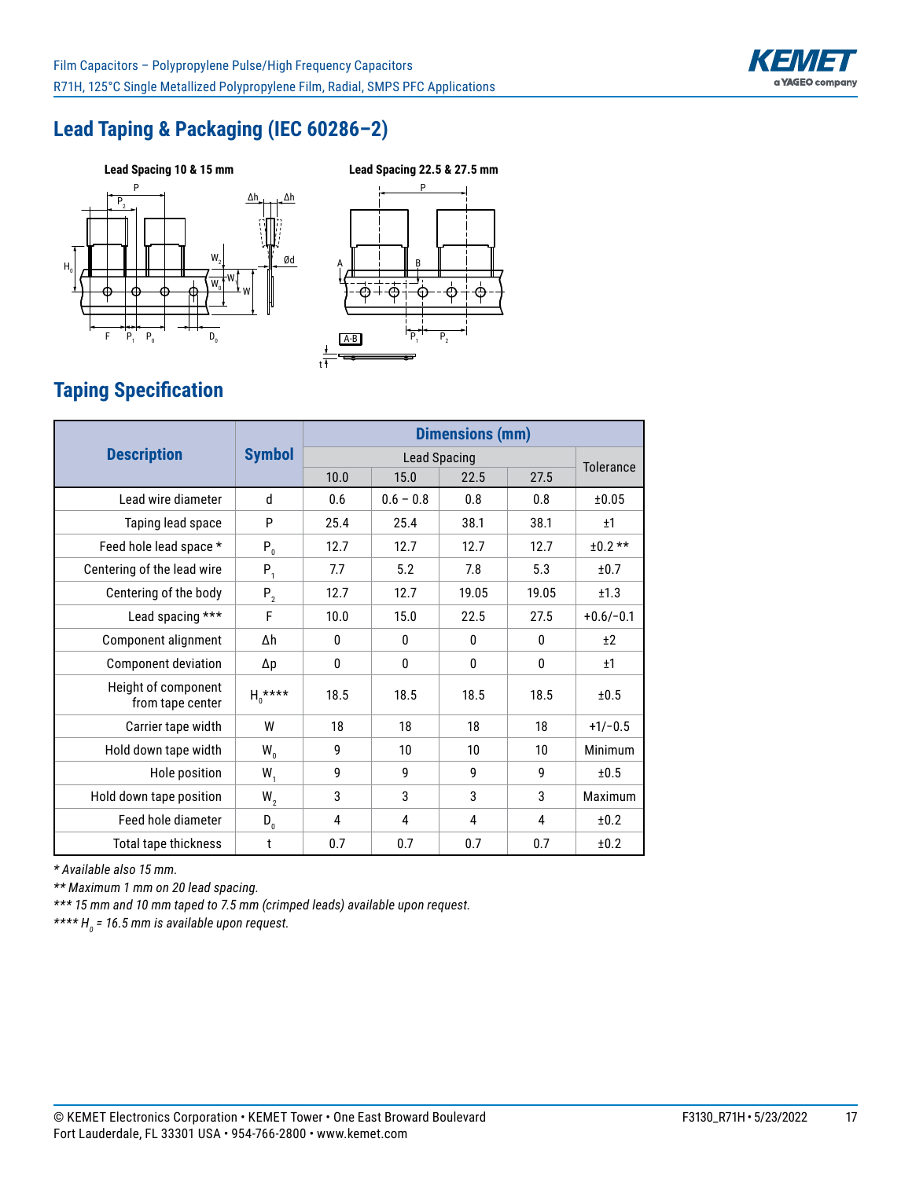## Lead Taping & Packaging (IEC 60286–2)

**Lead Spacing 10 & 15 mm**

**Lead Spacing 22.5 & 27.5 mm**

## Taping Specification

| Description | Symbol | Dimensions (mm) | | | | |
|---|---|---|---|---|---|---|
| | | Lead Spacing | | | | Tolerance |
| | | 10.0 | 15.0 | 22.5 | 27.5 | |
| Lead wire diameter | d | 0.6 | 0.6 – 0.8 | 0.8 | 0.8 | ±0.05 |
| Taping lead space | P | 25.4 | 25.4 | 38.1 | 38.1 | ±1 |
| Feed hole lead space * | $P_0$ | 12.7 | 12.7 | 12.7 | 12.7 | ±0.2 ** |
| Centering of the lead wire | $P_1$ | 7.7 | 5.2 | 7.8 | 5.3 | ±0.7 |
| Centering of the body | $P_2$ | 12.7 | 12.7 | 19.05 | 19.05 | ±1.3 |
| Lead spacing *** | F | 10.0 | 15.0 | 22.5 | 27.5 | +0.6/−0.1 |
| Component alignment | Δh | 0 | 0 | 0 | 0 | ±2 |
| Component deviation | Δp | 0 | 0 | 0 | 0 | ±1 |
| Height of component from tape center | $H_0$**** | 18.5 | 18.5 | 18.5 | 18.5 | ±0.5 |
| Carrier tape width | W | 18 | 18 | 18 | 18 | +1/−0.5 |
| Hold down tape width | $W_0$ | 9 | 10 | 10 | 10 | Minimum |
| Hole position | $W_1$ | 9 | 9 | 9 | 9 | ±0.5 |
| Hold down tape position | $W_2$ | 3 | 3 | 3 | 3 | Maximum |
| Feed hole diameter | $D_0$ | 4 | 4 | 4 | 4 | ±0.2 |
| Total tape thickness | t | 0.7 | 0.7 | 0.7 | 0.7 | ±0.2 |

*\* Available also 15 mm.*

*\*\* Maximum 1 mm on 20 lead spacing.*

*\*\*\* 15 mm and 10 mm taped to 7.5 mm (crimped leads) available upon request.*

*\*\*\*\* $H_0$ = 16.5 mm is available upon request.*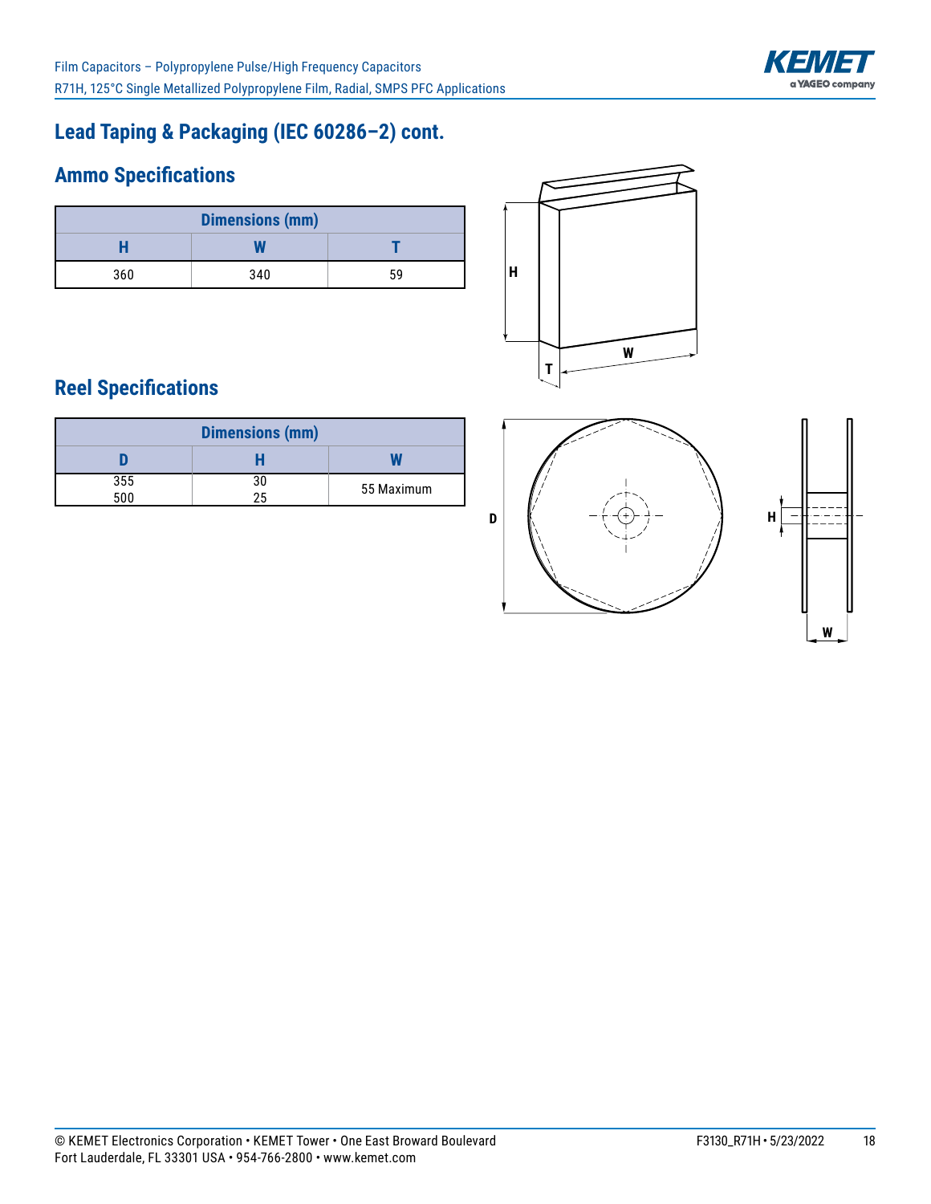## Lead Taping & Packaging (IEC 60286–2) cont.

### Ammo Specifications

| Dimensions (mm) | | |
|---|---|---|
| H | W | T |
| 360 | 340 | 59 |

### Reel Specifications

| Dimensions (mm) | | |
|---|---|---|
| D | H | W |
| 355<br>500 | 30<br>25 | 55 Maximum |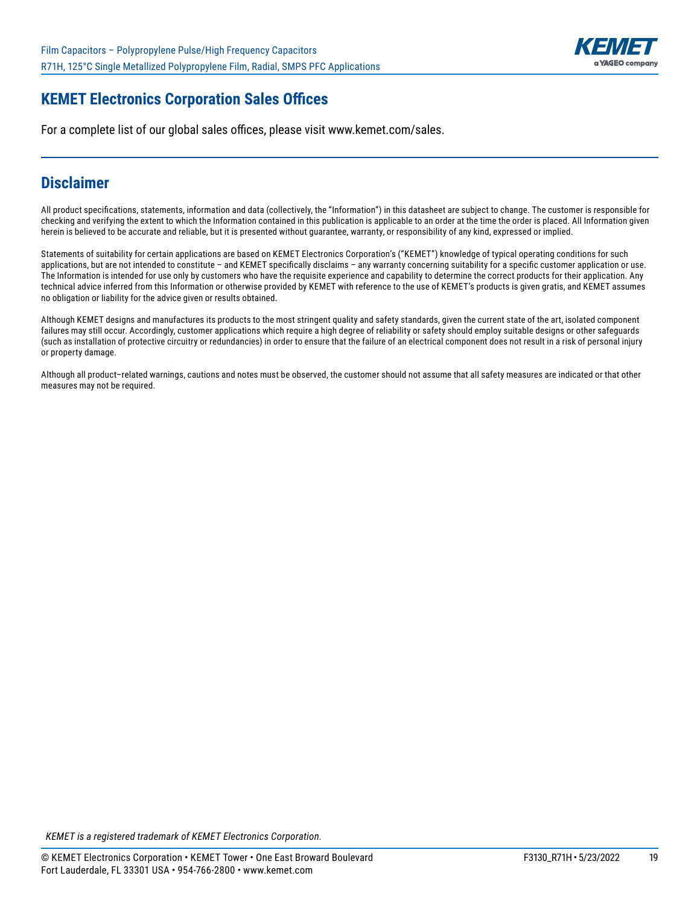## KEMET Electronics Corporation Sales Offices

For a complete list of our global sales offices, please visit www.kemet.com/sales.

## Disclaimer

All product specifications, statements, information and data (collectively, the "Information") in this datasheet are subject to change. The customer is responsible for checking and verifying the extent to which the Information contained in this publication is applicable to an order at the time the order is placed. All Information given herein is believed to be accurate and reliable, but it is presented without guarantee, warranty, or responsibility of any kind, expressed or implied.

Statements of suitability for certain applications are based on KEMET Electronics Corporation's ("KEMET") knowledge of typical operating conditions for such applications, but are not intended to constitute – and KEMET specifically disclaims – any warranty concerning suitability for a specific customer application or use. The Information is intended for use only by customers who have the requisite experience and capability to determine the correct products for their application. Any technical advice inferred from this Information or otherwise provided by KEMET with reference to the use of KEMET's products is given gratis, and KEMET assumes no obligation or liability for the advice given or results obtained.

Although KEMET designs and manufactures its products to the most stringent quality and safety standards, given the current state of the art, isolated component failures may still occur. Accordingly, customer applications which require a high degree of reliability or safety should employ suitable designs or other safeguards (such as installation of protective circuitry or redundancies) in order to ensure that the failure of an electrical component does not result in a risk of personal injury or property damage.

Although all product–related warnings, cautions and notes must be observed, the customer should not assume that all safety measures are indicated or that other measures may not be required.

*KEMET is a registered trademark of KEMET Electronics Corporation.*

© KEMET Electronics Corporation • KEMET Tower • One East Broward Boulevard
Fort Lauderdale, FL 33301 USA • 954-766-2800 • www.kemet.com